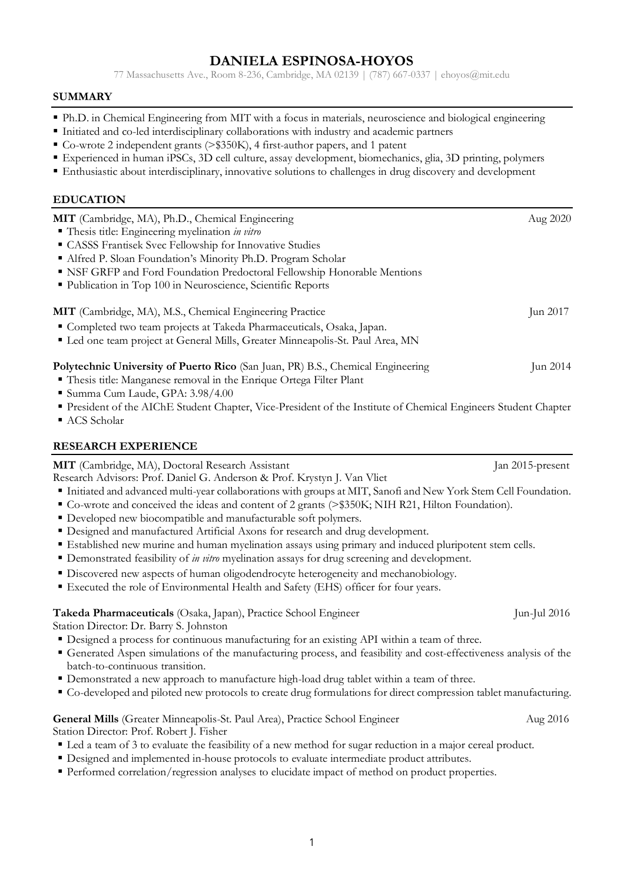# DANIELA ESPINOSA-HOYOS

77 Massachusetts Ave., Room 8-236, Cambridge, MA 02139 | (787) 667-0337 | ehoyos@mit.edu

## SUMMARY

- Ph.D. in Chemical Engineering from MIT with a focus in materials, neuroscience and biological engineering
- Initiated and co-led interdisciplinary collaborations with industry and academic partners
- Co-wrote 2 independent grants (>$350K), 4 first-author papers, and 1 patent
- Experienced in human iPSCs, 3D cell culture, assay development, biomechanics, glia, 3D printing, polymers
- Enthusiastic about interdisciplinary, innovative solutions to challenges in drug discovery and development

## EDUCATION

**MIT** (Cambridge, MA), Ph.D., Chemical Engineering — Aug 2020

- Thesis title: Engineering myelination *in vitro*
- CASSS Frantisek Svec Fellowship for Innovative Studies
- Alfred P. Sloan Foundation's Minority Ph.D. Program Scholar
- NSF GRFP and Ford Foundation Predoctoral Fellowship Honorable Mentions
- Publication in Top 100 in Neuroscience, Scientific Reports

**MIT** (Cambridge, MA), M.S., Chemical Engineering Practice — Jun 2017

- Completed two team projects at Takeda Pharmaceuticals, Osaka, Japan.
- Led one team project at General Mills, Greater Minneapolis-St. Paul Area, MN

**Polytechnic University of Puerto Rico** (San Juan, PR) B.S., Chemical Engineering — Jun 2014

- Thesis title: Manganese removal in the Enrique Ortega Filter Plant
- Summa Cum Laude, GPA: 3.98/4.00
- President of the AIChE Student Chapter, Vice-President of the Institute of Chemical Engineers Student Chapter
- ACS Scholar

## RESEARCH EXPERIENCE

**MIT** (Cambridge, MA), Doctoral Research Assistant — Jan 2015-present
Research Advisors: Prof. Daniel G. Anderson & Prof. Krystyn J. Van Vliet

- Initiated and advanced multi-year collaborations with groups at MIT, Sanofi and New York Stem Cell Foundation.
- Co-wrote and conceived the ideas and content of 2 grants (>$350K; NIH R21, Hilton Foundation).
- Developed new biocompatible and manufacturable soft polymers.
- Designed and manufactured Artificial Axons for research and drug development.
- Established new murine and human myelination assays using primary and induced pluripotent stem cells.
- Demonstrated feasibility of *in vitro* myelination assays for drug screening and development.
- Discovered new aspects of human oligodendrocyte heterogeneity and mechanobiology.
- Executed the role of Environmental Health and Safety (EHS) officer for four years.

**Takeda Pharmaceuticals** (Osaka, Japan), Practice School Engineer — Jun-Jul 2016
Station Director: Dr. Barry S. Johnston

- Designed a process for continuous manufacturing for an existing API within a team of three.
- Generated Aspen simulations of the manufacturing process, and feasibility and cost-effectiveness analysis of the batch-to-continuous transition.
- Demonstrated a new approach to manufacture high-load drug tablet within a team of three.
- Co-developed and piloted new protocols to create drug formulations for direct compression tablet manufacturing.

**General Mills** (Greater Minneapolis-St. Paul Area), Practice School Engineer — Aug 2016
Station Director: Prof. Robert J. Fisher

- Led a team of 3 to evaluate the feasibility of a new method for sugar reduction in a major cereal product.
- Designed and implemented in-house protocols to evaluate intermediate product attributes.
- Performed correlation/regression analyses to elucidate impact of method on product properties.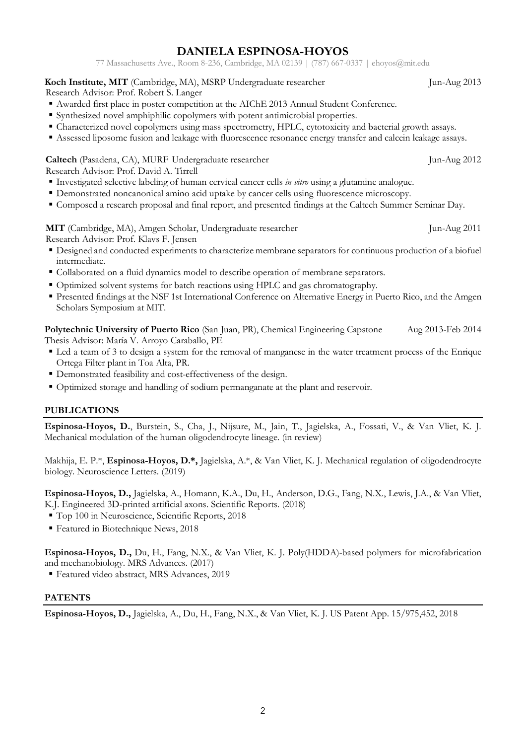# DANIELA ESPINOSA-HOYOS

77 Massachusetts Ave., Room 8-236, Cambridge, MA 02139 | (787) 667-0337 | ehoyos@mit.edu

**Koch Institute, MIT** (Cambridge, MA), MSRP Undergraduate researcher — Jun-Aug 2013
Research Advisor: Prof. Robert S. Langer

- Awarded first place in poster competition at the AIChE 2013 Annual Student Conference.
- Synthesized novel amphiphilic copolymers with potent antimicrobial properties.
- Characterized novel copolymers using mass spectrometry, HPLC, cytotoxicity and bacterial growth assays.
- Assessed liposome fusion and leakage with fluorescence resonance energy transfer and calcein leakage assays.

**Caltech** (Pasadena, CA), MURF Undergraduate researcher — Jun-Aug 2012
Research Advisor: Prof. David A. Tirrell

- Investigated selective labeling of human cervical cancer cells *in vitro* using a glutamine analogue.
- Demonstrated noncanonical amino acid uptake by cancer cells using fluorescence microscopy.
- Composed a research proposal and final report, and presented findings at the Caltech Summer Seminar Day.

**MIT** (Cambridge, MA), Amgen Scholar, Undergraduate researcher — Jun-Aug 2011
Research Advisor: Prof. Klavs F. Jensen

- Designed and conducted experiments to characterize membrane separators for continuous production of a biofuel intermediate.
- Collaborated on a fluid dynamics model to describe operation of membrane separators.
- Optimized solvent systems for batch reactions using HPLC and gas chromatography.
- Presented findings at the NSF 1st International Conference on Alternative Energy in Puerto Rico, and the Amgen Scholars Symposium at MIT.

**Polytechnic University of Puerto Rico** (San Juan, PR), Chemical Engineering Capstone — Aug 2013-Feb 2014
Thesis Advisor: María V. Arroyo Caraballo, PE

- Led a team of 3 to design a system for the removal of manganese in the water treatment process of the Enrique Ortega Filter plant in Toa Alta, PR.
- Demonstrated feasibility and cost-effectiveness of the design.
- Optimized storage and handling of sodium permanganate at the plant and reservoir.

## PUBLICATIONS

**Espinosa-Hoyos, D.**, Burstein, S., Cha, J., Nijsure, M., Jain, T., Jagielska, A., Fossati, V., & Van Vliet, K. J. Mechanical modulation of the human oligodendrocyte lineage. (in review)

Makhija, E. P.*, **Espinosa-Hoyos, D.*,** Jagielska, A.*, & Van Vliet, K. J. Mechanical regulation of oligodendrocyte biology. Neuroscience Letters. (2019)

**Espinosa-Hoyos, D.,** Jagielska, A., Homann, K.A., Du, H., Anderson, D.G., Fang, N.X., Lewis, J.A., & Van Vliet, K.J. Engineered 3D-printed artificial axons. Scientific Reports. (2018)

- Top 100 in Neuroscience, Scientific Reports, 2018
- Featured in Biotechnique News, 2018

**Espinosa-Hoyos, D.,** Du, H., Fang, N.X., & Van Vliet, K. J. Poly(HDDA)-based polymers for microfabrication and mechanobiology. MRS Advances. (2017)

- Featured video abstract, MRS Advances, 2019

## PATENTS

**Espinosa-Hoyos, D.,** Jagielska, A., Du, H., Fang, N.X., & Van Vliet, K. J. US Patent App. 15/975,452, 2018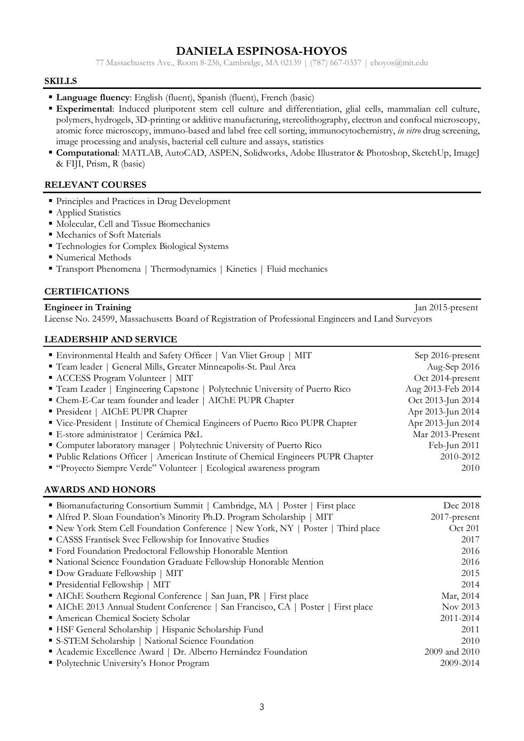# DANIELA ESPINOSA-HOYOS

77 Massachusetts Ave., Room 8-236, Cambridge, MA 02139 | (787) 667-0337 | ehoyos@mit.edu

## SKILLS

- **Language fluency**: English (fluent), Spanish (fluent), French (basic)
- **Experimental**: Induced pluripotent stem cell culture and differentiation, glial cells, mammalian cell culture, polymers, hydrogels, 3D-printing or additive manufacturing, stereolithography, electron and confocal microscopy, atomic force microscopy, immuno-based and label free cell sorting, immunocytochemistry, *in vitro* drug screening, image processing and analysis, bacterial cell culture and assays, statistics
- **Computational**: MATLAB, AutoCAD, ASPEN, Solidworks, Adobe Illustrator & Photoshop, SketchUp, ImageJ & FIJI, Prism, R (basic)

## RELEVANT COURSES

- Principles and Practices in Drug Development
- Applied Statistics
- Molecular, Cell and Tissue Biomechanics
- Mechanics of Soft Materials
- Technologies for Complex Biological Systems
- Numerical Methods
- Transport Phenomena | Thermodynamics | Kinetics | Fluid mechanics

## CERTIFICATIONS

**Engineer in Training** — Jan 2015-present
License No. 24599, Massachusetts Board of Registration of Professional Engineers and Land Surveyors

## LEADERSHIP AND SERVICE

- Environmental Health and Safety Officer | Van Vliet Group | MIT — Sep 2016-present
- Team leader | General Mills, Greater Minneapolis-St. Paul Area — Aug-Sep 2016
- ACCESS Program Volunteer | MIT — Oct 2014-present
- Team Leader | Engineering Capstone | Polytechnic University of Puerto Rico — Aug 2013-Feb 2014
- Chem-E-Car team founder and leader | AIChE PUPR Chapter — Oct 2013-Jun 2014
- President | AIChE PUPR Chapter — Apr 2013-Jun 2014
- Vice-President | Institute of Chemical Engineers of Puerto Rico PUPR Chapter — Apr 2013-Jun 2014
- E-store administrator | Cerámica P&L — Mar 2013-Present
- Computer laboratory manager | Polytechnic University of Puerto Rico — Feb-Jun 2011
- Public Relations Officer | American Institute of Chemical Engineers PUPR Chapter — 2010-2012
- "Proyecto Siempre Verde" Volunteer | Ecological awareness program — 2010

## AWARDS AND HONORS

- Biomanufacturing Consortium Summit | Cambridge, MA | Poster | First place — Dec 2018
- Alfred P. Sloan Foundation's Minority Ph.D. Program Scholarship | MIT — 2017-present
- New York Stem Cell Foundation Conference | New York, NY | Poster | Third place — Oct 201
- CASSS Frantisek Svec Fellowship for Innovative Studies — 2017
- Ford Foundation Predoctoral Fellowship Honorable Mention — 2016
- National Science Foundation Graduate Fellowship Honorable Mention — 2016
- Dow Graduate Fellowship | MIT — 2015
- Presidential Fellowship | MIT — 2014
- AIChE Southern Regional Conference | San Juan, PR | First place — Mar, 2014
- AIChE 2013 Annual Student Conference | San Francisco, CA | Poster | First place — Nov 2013
- American Chemical Society Scholar — 2011-2014
- HSF General Scholarship | Hispanic Scholarship Fund — 2011
- S-STEM Scholarship | National Science Foundation — 2010
- Academic Excellence Award | Dr. Alberto Hernández Foundation — 2009 and 2010
- Polytechnic University's Honor Program — 2009-2014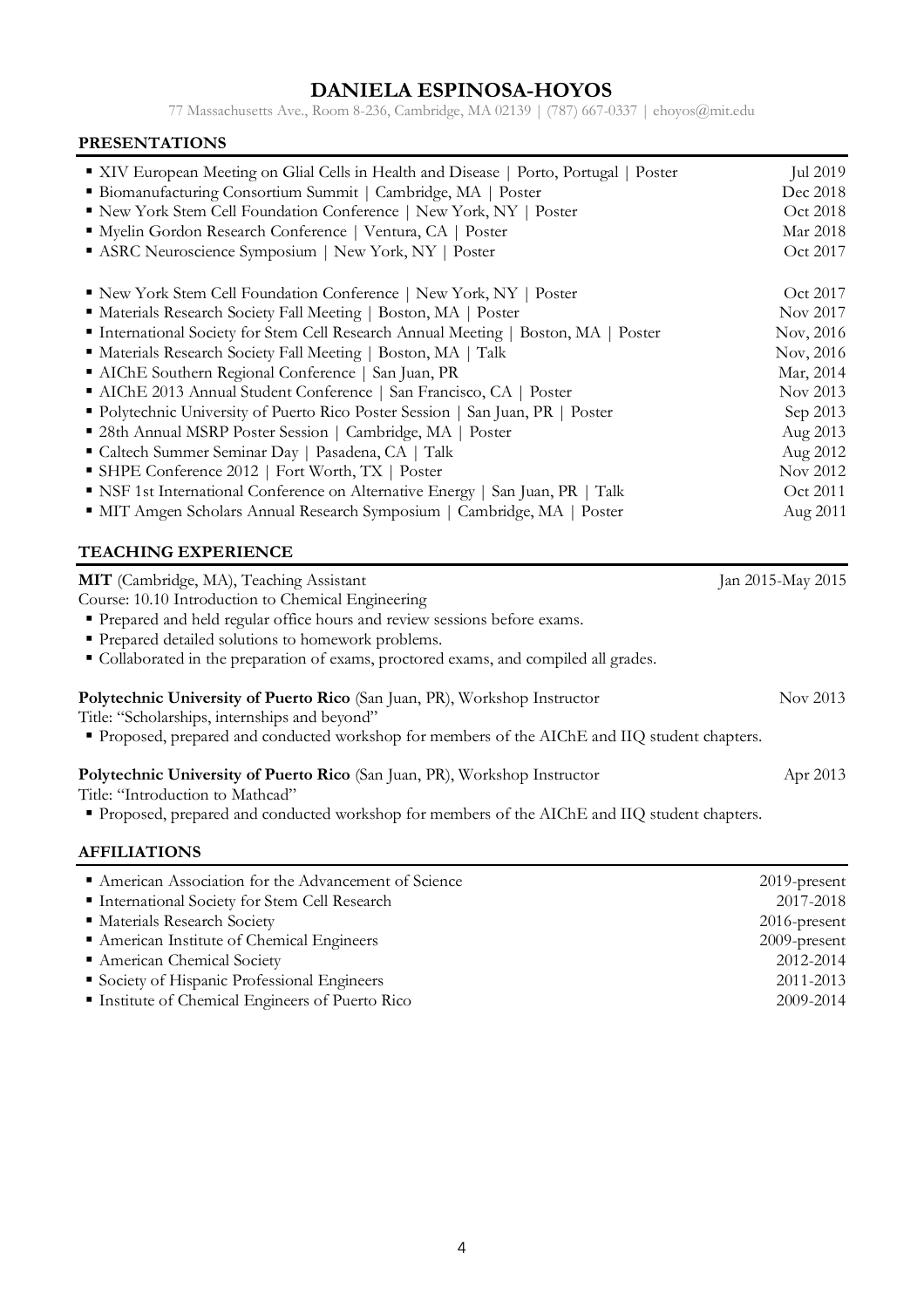# DANIELA ESPINOSA-HOYOS

77 Massachusetts Ave., Room 8-236, Cambridge, MA 02139 | (787) 667-0337 | ehoyos@mit.edu

## PRESENTATIONS

- XIV European Meeting on Glial Cells in Health and Disease | Porto, Portugal | Poster — Jul 2019
- Biomanufacturing Consortium Summit | Cambridge, MA | Poster — Dec 2018
- New York Stem Cell Foundation Conference | New York, NY | Poster — Oct 2018
- Myelin Gordon Research Conference | Ventura, CA | Poster — Mar 2018
- ASRC Neuroscience Symposium | New York, NY | Poster — Oct 2017

- New York Stem Cell Foundation Conference | New York, NY | Poster — Oct 2017
- Materials Research Society Fall Meeting | Boston, MA | Poster — Nov 2017
- International Society for Stem Cell Research Annual Meeting | Boston, MA | Poster — Nov, 2016
- Materials Research Society Fall Meeting | Boston, MA | Talk — Nov, 2016
- AIChE Southern Regional Conference | San Juan, PR — Mar, 2014
- AIChE 2013 Annual Student Conference | San Francisco, CA | Poster — Nov 2013
- Polytechnic University of Puerto Rico Poster Session | San Juan, PR | Poster — Sep 2013
- 28th Annual MSRP Poster Session | Cambridge, MA | Poster — Aug 2013
- Caltech Summer Seminar Day | Pasadena, CA | Talk — Aug 2012
- SHPE Conference 2012 | Fort Worth, TX | Poster — Nov 2012
- NSF 1st International Conference on Alternative Energy | San Juan, PR | Talk — Oct 2011
- MIT Amgen Scholars Annual Research Symposium | Cambridge, MA | Poster — Aug 2011

## TEACHING EXPERIENCE

**MIT** (Cambridge, MA), Teaching Assistant — Jan 2015-May 2015

Course: 10.10 Introduction to Chemical Engineering

- Prepared and held regular office hours and review sessions before exams.
- Prepared detailed solutions to homework problems.
- Collaborated in the preparation of exams, proctored exams, and compiled all grades.

**Polytechnic University of Puerto Rico** (San Juan, PR), Workshop Instructor — Nov 2013

Title: "Scholarships, internships and beyond"

- Proposed, prepared and conducted workshop for members of the AIChE and IIQ student chapters.

**Polytechnic University of Puerto Rico** (San Juan, PR), Workshop Instructor — Apr 2013

Title: "Introduction to Mathcad"

- Proposed, prepared and conducted workshop for members of the AIChE and IIQ student chapters.

## AFFILIATIONS

- American Association for the Advancement of Science — 2019-present
- International Society for Stem Cell Research — 2017-2018
- Materials Research Society — 2016-present
- American Institute of Chemical Engineers — 2009-present
- American Chemical Society — 2012-2014
- Society of Hispanic Professional Engineers — 2011-2013
- Institute of Chemical Engineers of Puerto Rico — 2009-2014